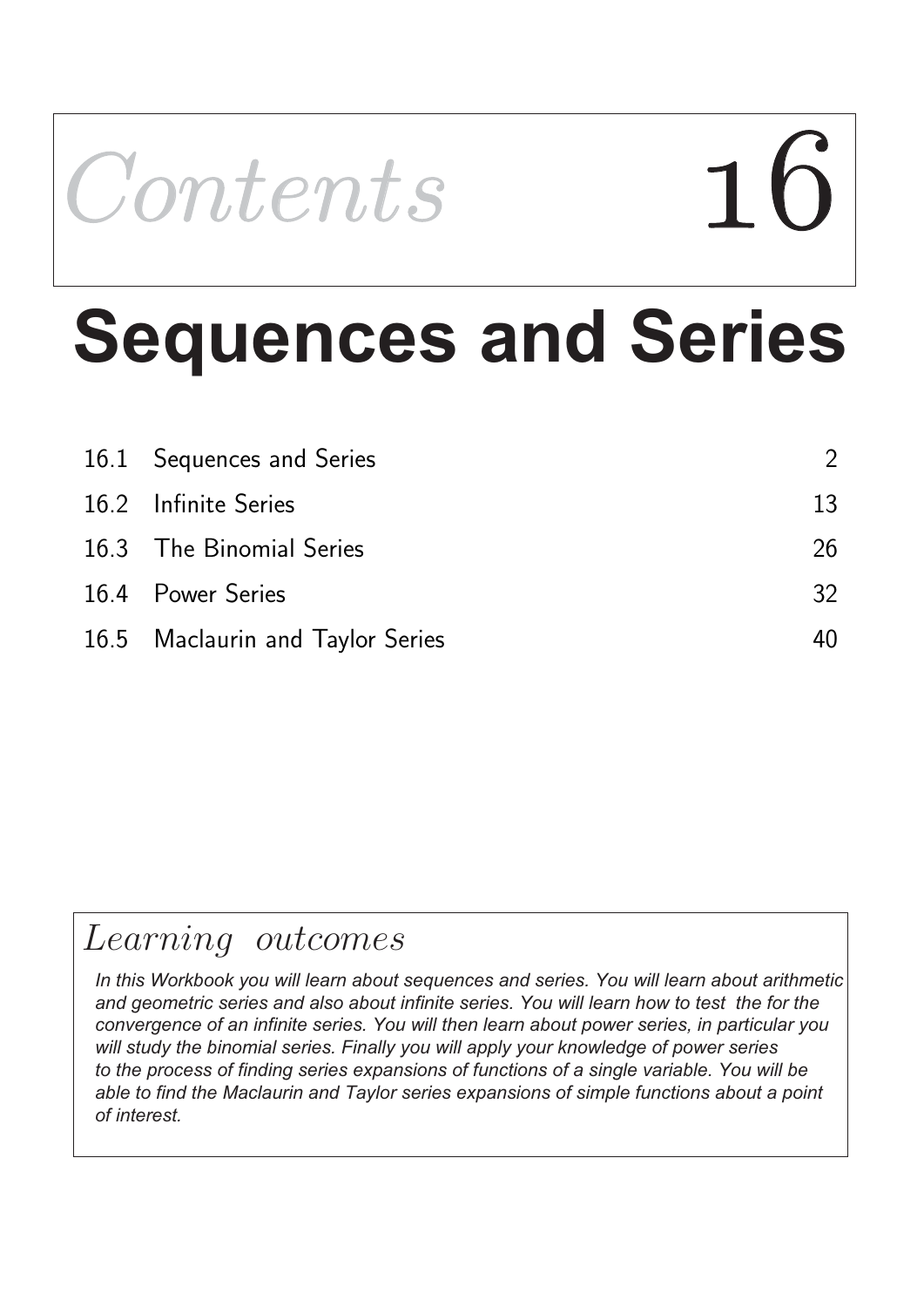# Contents 16

# Sequences and Series

| | | |
|---|---|---|
| 16.1 | Sequences and Series | 2 |
| 16.2 | Infinite Series | 13 |
| 16.3 | The Binomial Series | 26 |
| 16.4 | Power Series | 32 |
| 16.5 | Maclaurin and Taylor Series | 40 |

## *Learning outcomes*

*In this Workbook you will learn about sequences and series. You will learn about arithmetic and geometric series and also about infinite series. You will learn how to test the for the convergence of an infinite series. You will then learn about power series, in particular you will study the binomial series. Finally you will apply your knowledge of power series to the process of finding series expansions of functions of a single variable. You will be able to find the Maclaurin and Taylor series expansions of simple functions about a point of interest.*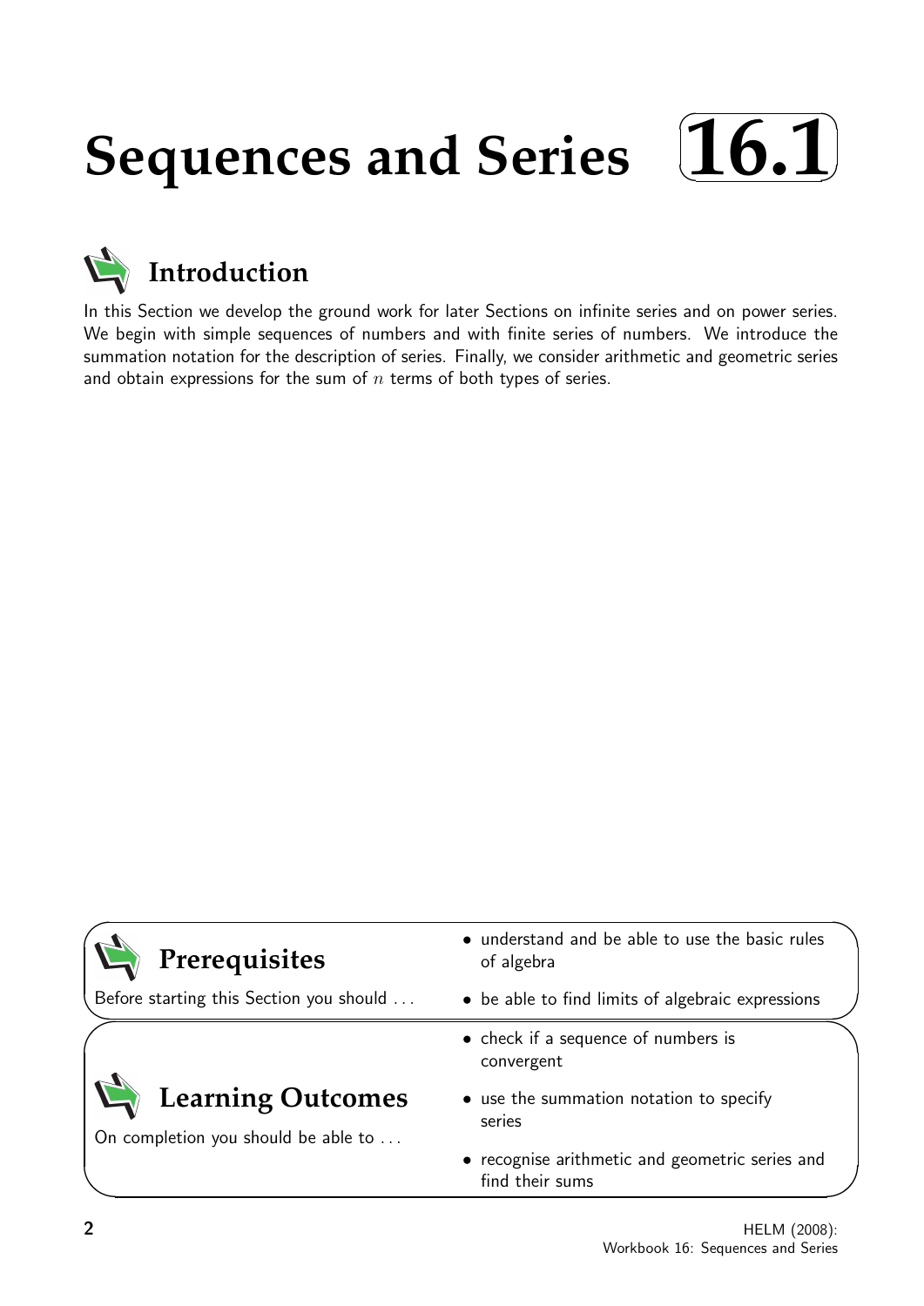# Sequences and Series 16.1

## Introduction

In this Section we develop the ground work for later Sections on infinite series and on power series. We begin with simple sequences of numbers and with finite series of numbers. We introduce the summation notation for the description of series. Finally, we consider arithmetic and geometric series and obtain expressions for the sum of $n$ terms of both types of series.

## Prerequisites

Before starting this Section you should . . .

- understand and be able to use the basic rules of algebra
- be able to find limits of algebraic expressions

## Learning Outcomes

On completion you should be able to . . .

- check if a sequence of numbers is convergent
- use the summation notation to specify series
- recognise arithmetic and geometric series and find their sums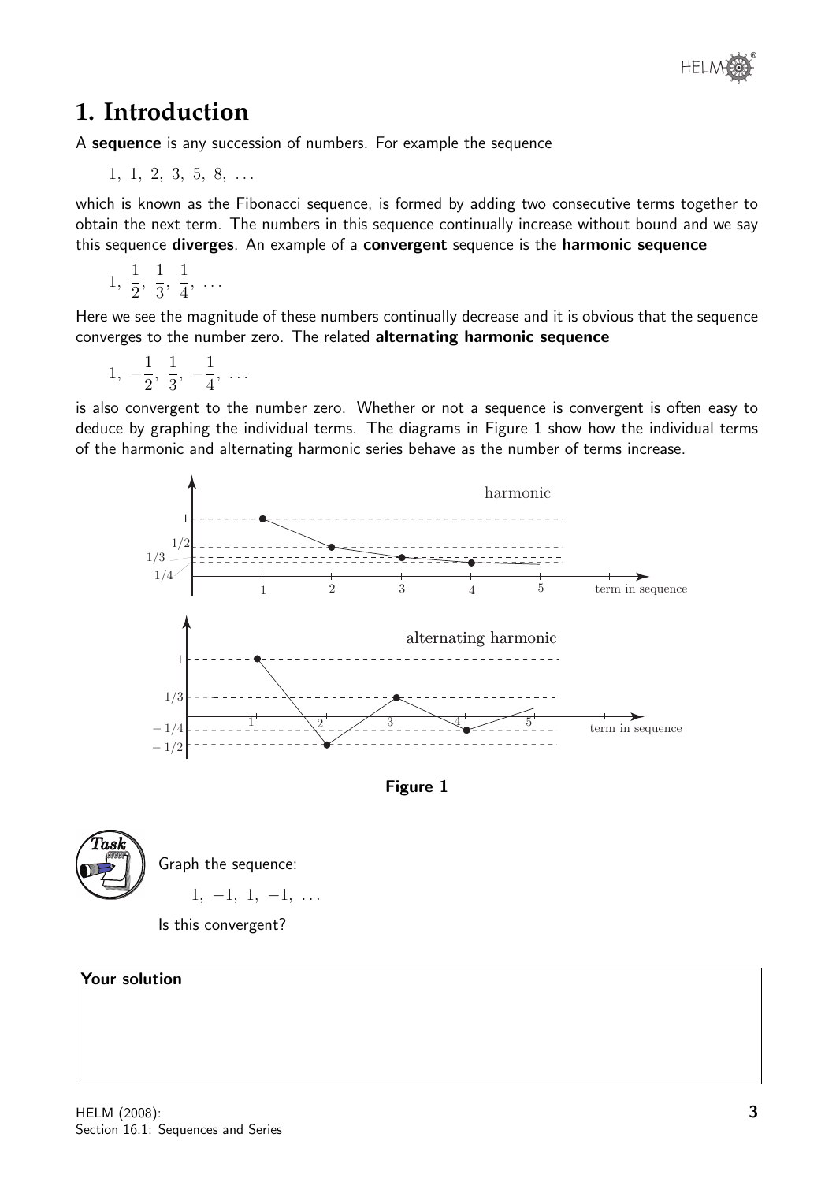# 1. Introduction

A **sequence** is any succession of numbers. For example the sequence

$$1,\ 1,\ 2,\ 3,\ 5,\ 8,\ \ldots$$

which is known as the Fibonacci sequence, is formed by adding two consecutive terms together to obtain the next term. The numbers in this sequence continually increase without bound and we say this sequence **diverges**. An example of a **convergent** sequence is the **harmonic sequence**

$$1,\ \frac{1}{2},\ \frac{1}{3},\ \frac{1}{4},\ \ldots$$

Here we see the magnitude of these numbers continually decrease and it is obvious that the sequence converges to the number zero. The related **alternating harmonic sequence**

$$1,\ -\frac{1}{2},\ \frac{1}{3},\ -\frac{1}{4},\ \ldots$$

is also convergent to the number zero. Whether or not a sequence is convergent is often easy to deduce by graphing the individual terms. The diagrams in Figure 1 show how the individual terms of the harmonic and alternating harmonic series behave as the number of terms increase.

**Figure 1**

**Task**

Graph the sequence:

$$1,\ -1,\ 1,\ -1,\ \ldots$$

Is this convergent?

**Your solution**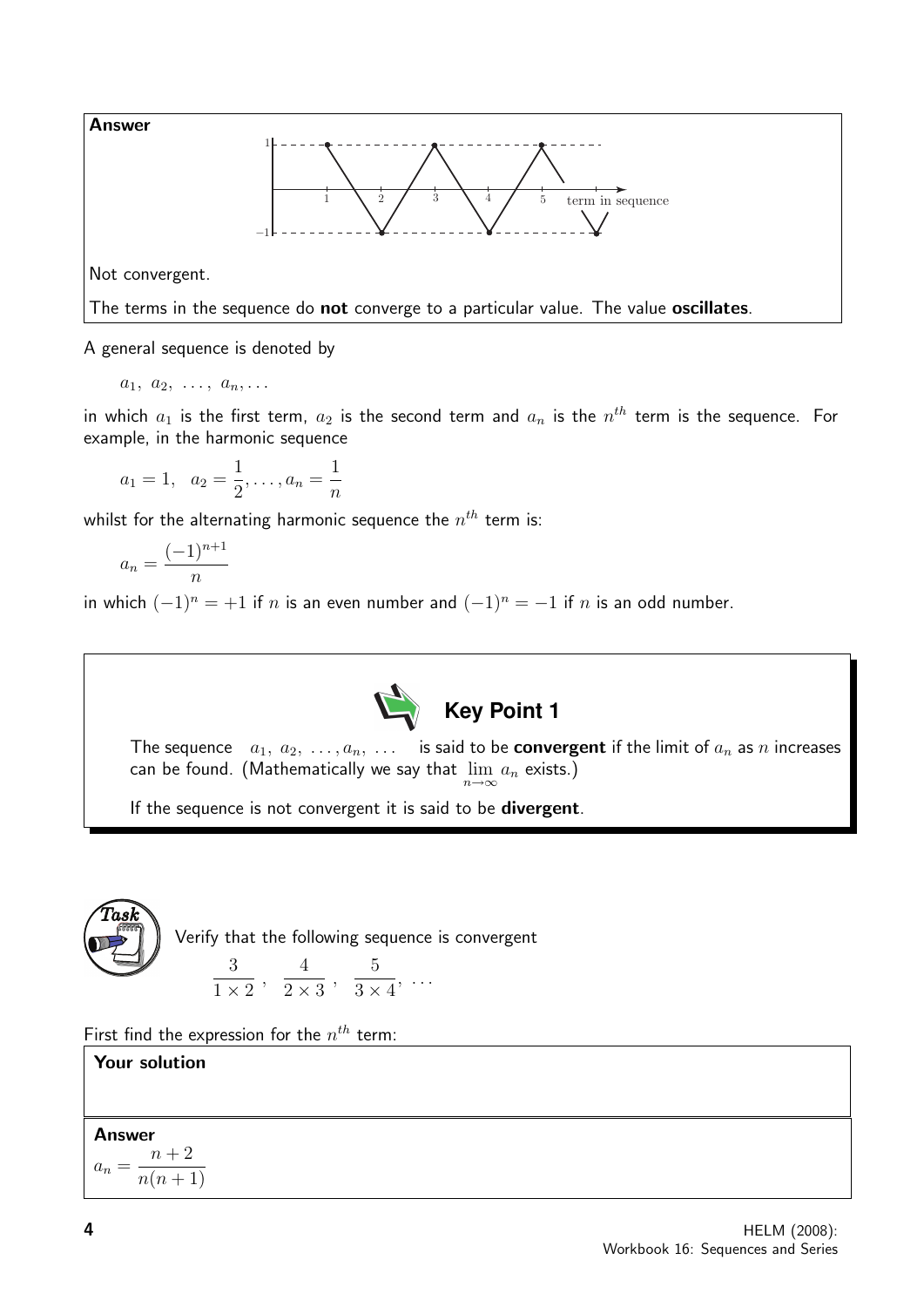**Answer**

Not convergent.

The terms in the sequence do **not** converge to a particular value. The value **oscillates**.

A general sequence is denoted by

$$a_1,\ a_2,\ \ldots,\ a_n, \ldots$$

in which $a_1$ is the first term, $a_2$ is the second term and $a_n$ is the $n^{th}$ term is the sequence. For example, in the harmonic sequence

$$a_1 = 1, \quad a_2 = \frac{1}{2}, \ldots, a_n = \frac{1}{n}$$

whilst for the alternating harmonic sequence the $n^{th}$ term is:

$$a_n = \frac{(-1)^{n+1}}{n}$$

in which $(-1)^n = +1$ if $n$ is an even number and $(-1)^n = -1$ if $n$ is an odd number.

**Key Point 1**

The sequence $a_1,\ a_2,\ \ldots, a_n,\ \ldots$ is said to be **convergent** if the limit of $a_n$ as $n$ increases can be found. (Mathematically we say that $\lim_{n\to\infty} a_n$ exists.)

If the sequence is not convergent it is said to be **divergent**.

**Task**

Verify that the following sequence is convergent

$$\frac{3}{1 \times 2},\ \frac{4}{2 \times 3},\ \frac{5}{3 \times 4},\ \ldots$$

First find the expression for the $n^{th}$ term:

**Your solution**

**Answer**

$$a_n = \frac{n+2}{n(n+1)}$$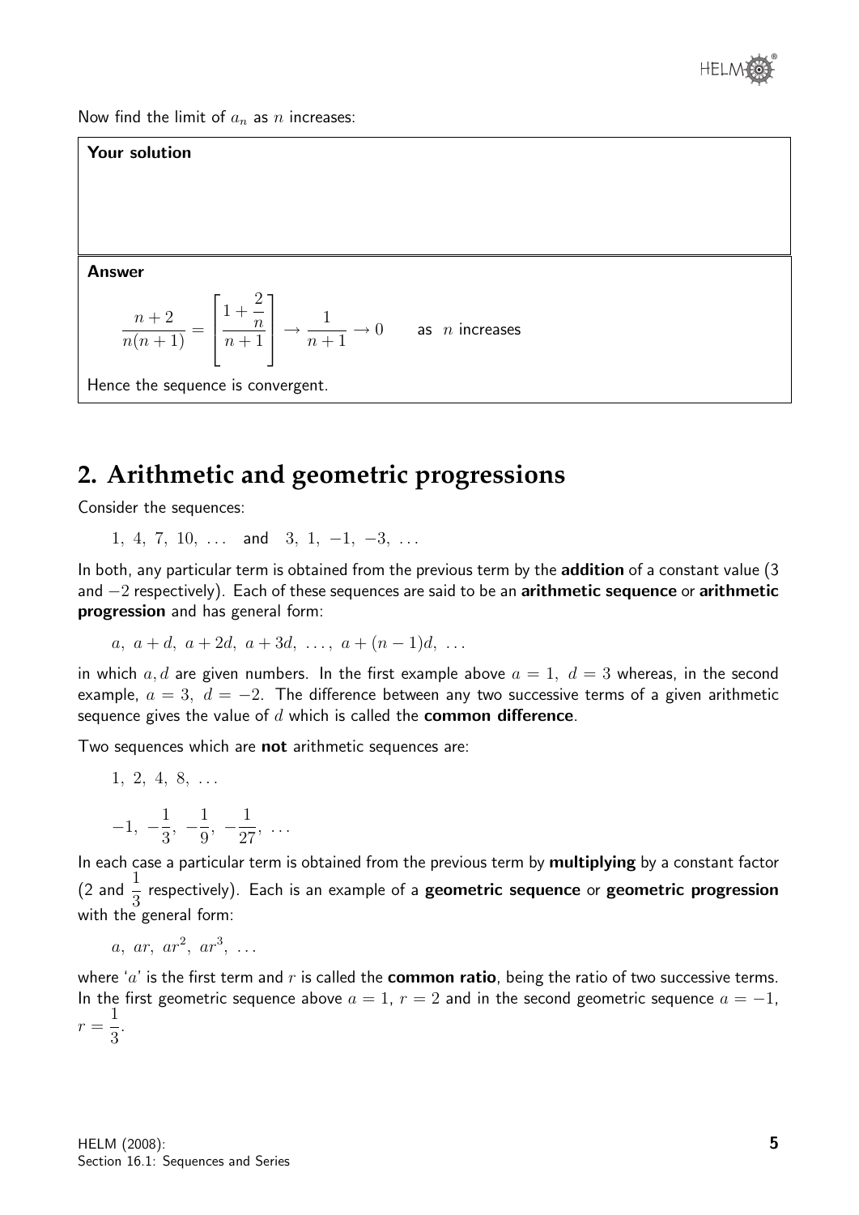Now find the limit of $a_n$ as $n$ increases:

**Your solution**

**Answer**

$$\frac{n+2}{n(n+1)} = \left[\frac{1+\frac{2}{n}}{n+1}\right] \rightarrow \frac{1}{n+1} \rightarrow 0 \qquad \text{as } n \text{ increases}$$

Hence the sequence is convergent.

## 2. Arithmetic and geometric progressions

Consider the sequences:

$$1,\ 4,\ 7,\ 10,\ \ldots \quad \text{and} \quad 3,\ 1,\ -1,\ -3,\ \ldots$$

In both, any particular term is obtained from the previous term by the **addition** of a constant value (3 and $-2$ respectively). Each of these sequences are said to be an **arithmetic sequence** or **arithmetic progression** and has general form:

$$a,\ a+d,\ a+2d,\ a+3d,\ \ldots,\ a+(n-1)d,\ \ldots$$

in which $a, d$ are given numbers. In the first example above $a = 1,\ d = 3$ whereas, in the second example, $a = 3,\ d = -2$. The difference between any two successive terms of a given arithmetic sequence gives the value of $d$ which is called the **common difference**.

Two sequences which are **not** arithmetic sequences are:

$$1,\ 2,\ 4,\ 8,\ \ldots$$

$$-1,\ -\frac{1}{3},\ -\frac{1}{9},\ -\frac{1}{27},\ \ldots$$

In each case a particular term is obtained from the previous term by **multiplying** by a constant factor (2 and $\frac{1}{3}$ respectively). Each is an example of a **geometric sequence** or **geometric progression** with the general form:

$$a,\ ar,\ ar^2,\ ar^3,\ \ldots$$

where '$a$' is the first term and $r$ is called the **common ratio**, being the ratio of two successive terms. In the first geometric sequence above $a = 1,\ r = 2$ and in the second geometric sequence $a = -1$, $r = \frac{1}{3}$.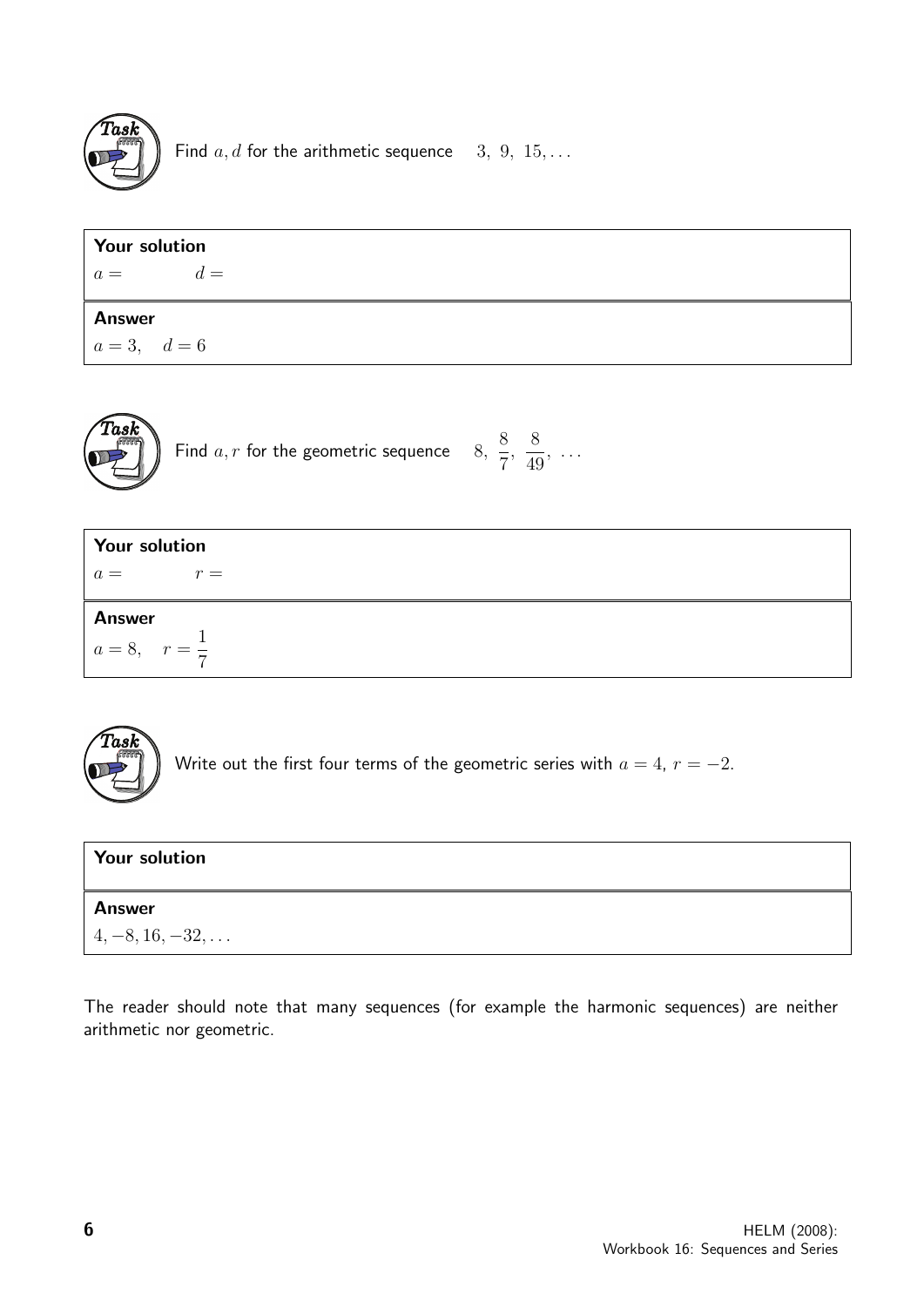**Task**

Find $a, d$ for the arithmetic sequence $3,\ 9,\ 15, \ldots$

**Your solution**

$a =$ $\qquad d =$

**Answer**

$a = 3, \quad d = 6$

**Task**

Find $a, r$ for the geometric sequence $8,\ \frac{8}{7},\ \frac{8}{49},\ \ldots$

**Your solution**

$a =$ $\qquad r =$

**Answer**

$a = 8, \quad r = \frac{1}{7}$

**Task**

Write out the first four terms of the geometric series with $a = 4$, $r = -2$.

**Your solution**

**Answer**

$4, -8, 16, -32, \ldots$

The reader should note that many sequences (for example the harmonic sequences) are neither arithmetic nor geometric.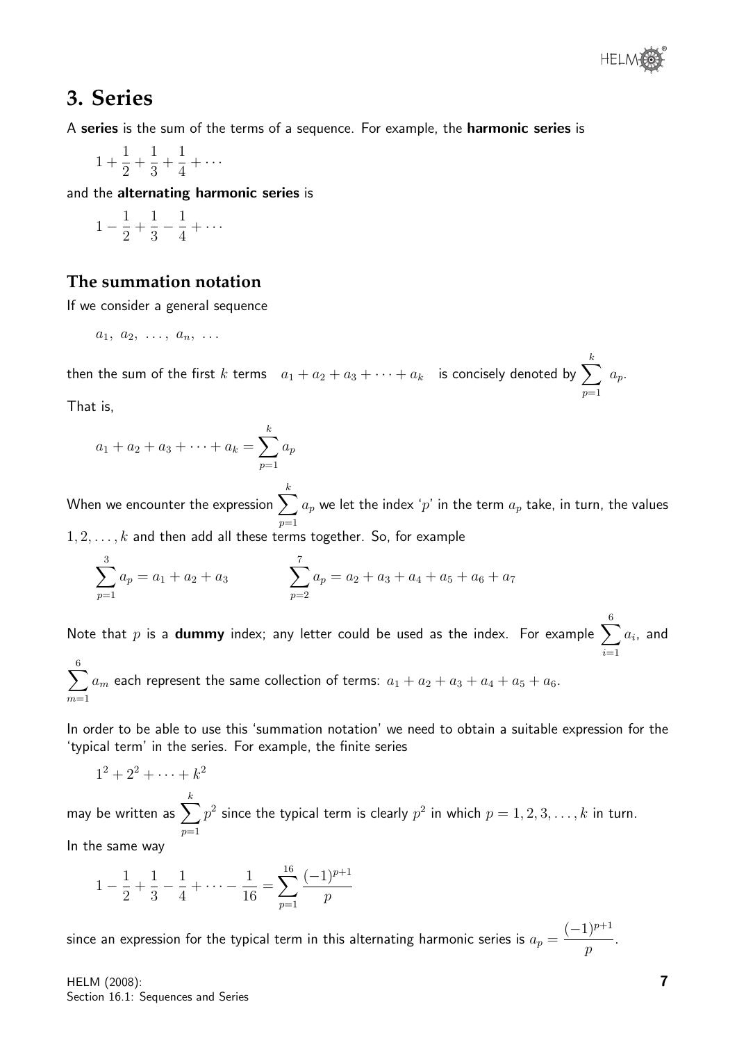## 3. Series

A **series** is the sum of the terms of a sequence. For example, the **harmonic series** is

$$1 + \frac{1}{2} + \frac{1}{3} + \frac{1}{4} + \cdots$$

and the **alternating harmonic series** is

$$1 - \frac{1}{2} + \frac{1}{3} - \frac{1}{4} + \cdots$$

### The summation notation

If we consider a general sequence

$$a_1,\ a_2,\ \ldots,\ a_n,\ \ldots$$

then the sum of the first $k$ terms $\quad a_1 + a_2 + a_3 + \cdots + a_k \quad$ is concisely denoted by $\displaystyle\sum_{p=1}^{k} a_p$.

That is,

$$a_1 + a_2 + a_3 + \cdots + a_k = \sum_{p=1}^{k} a_p$$

When we encounter the expression $\displaystyle\sum_{p=1}^{k} a_p$ we let the index '$p$' in the term $a_p$ take, in turn, the values $1, 2, \ldots, k$ and then add all these terms together. So, for example

$$\sum_{p=1}^{3} a_p = a_1 + a_2 + a_3 \qquad\qquad \sum_{p=2}^{7} a_p = a_2 + a_3 + a_4 + a_5 + a_6 + a_7$$

Note that $p$ is a **dummy** index; any letter could be used as the index. For example $\displaystyle\sum_{i=1}^{6} a_i$, and $\displaystyle\sum_{m=1}^{6} a_m$ each represent the same collection of terms: $a_1 + a_2 + a_3 + a_4 + a_5 + a_6$.

In order to be able to use this 'summation notation' we need to obtain a suitable expression for the 'typical term' in the series. For example, the finite series

$$1^2 + 2^2 + \cdots + k^2$$

may be written as $\displaystyle\sum_{p=1}^{k} p^2$ since the typical term is clearly $p^2$ in which $p = 1, 2, 3, \ldots, k$ in turn.

In the same way

$$1 - \frac{1}{2} + \frac{1}{3} - \frac{1}{4} + \cdots - \frac{1}{16} = \sum_{p=1}^{16} \frac{(-1)^{p+1}}{p}$$

since an expression for the typical term in this alternating harmonic series is $a_p = \dfrac{(-1)^{p+1}}{p}$.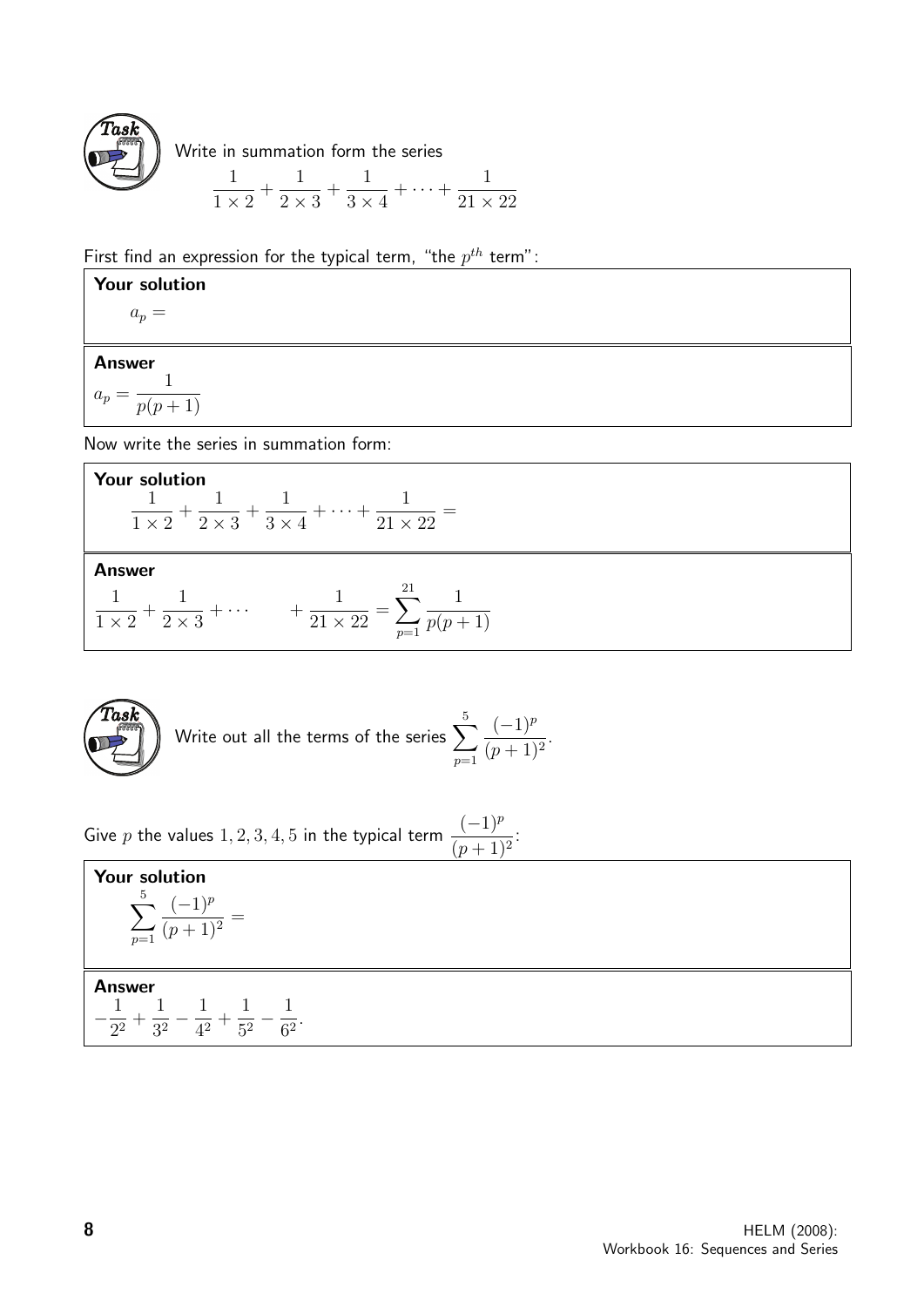**Task**

Write in summation form the series

$$\frac{1}{1 \times 2} + \frac{1}{2 \times 3} + \frac{1}{3 \times 4} + \cdots + \frac{1}{21 \times 22}$$

First find an expression for the typical term, "the $p^{th}$ term":

**Your solution**

$a_p =$

**Answer**

$a_p = \dfrac{1}{p(p+1)}$

Now write the series in summation form:

**Your solution**

$$\frac{1}{1 \times 2} + \frac{1}{2 \times 3} + \frac{1}{3 \times 4} + \cdots + \frac{1}{21 \times 22} =$$

**Answer**

$$\frac{1}{1 \times 2} + \frac{1}{2 \times 3} + \cdots \qquad + \frac{1}{21 \times 22} = \sum_{p=1}^{21} \frac{1}{p(p+1)}$$

**Task**

Write out all the terms of the series $\displaystyle\sum_{p=1}^{5} \frac{(-1)^p}{(p+1)^2}$.

Give $p$ the values $1, 2, 3, 4, 5$ in the typical term $\dfrac{(-1)^p}{(p+1)^2}$:

**Your solution**

$$\sum_{p=1}^{5} \frac{(-1)^p}{(p+1)^2} =$$

**Answer**

$$-\frac{1}{2^2} + \frac{1}{3^2} - \frac{1}{4^2} + \frac{1}{5^2} - \frac{1}{6^2}.$$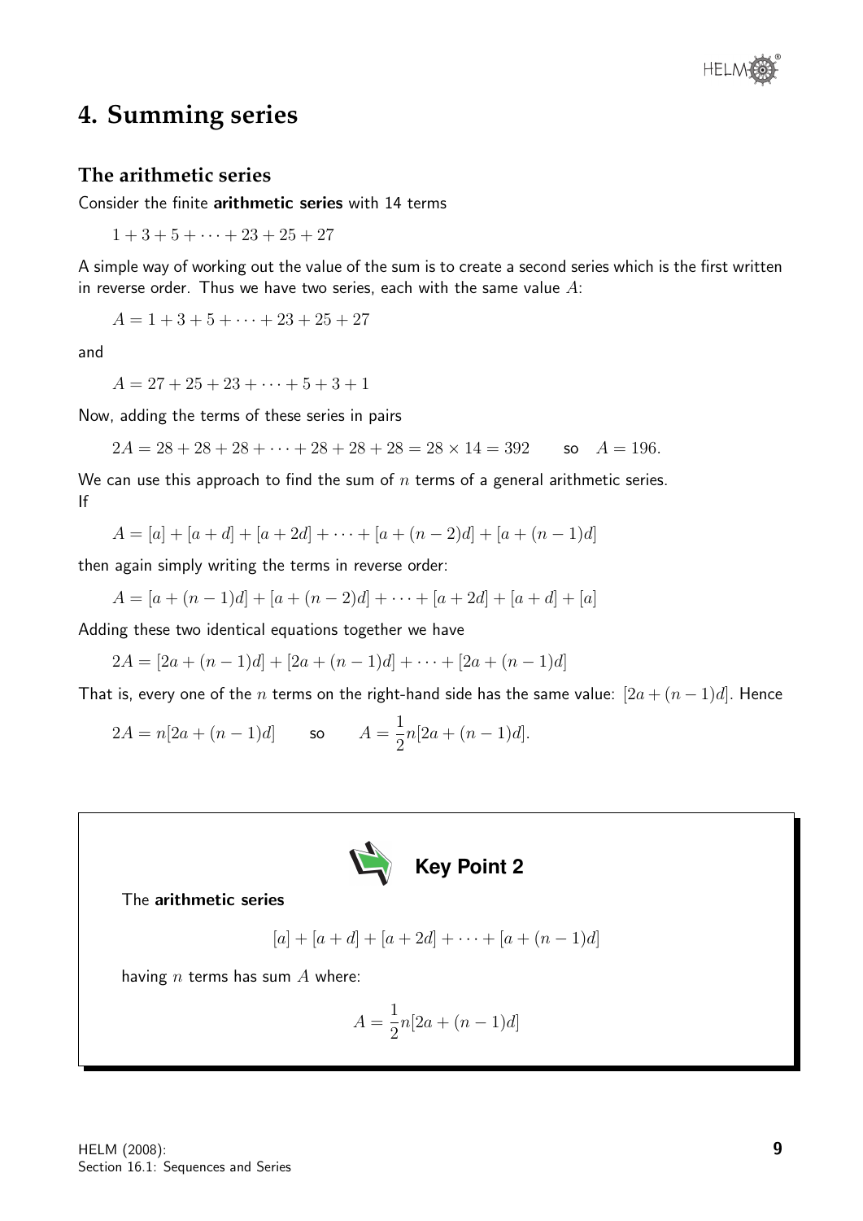## 4. Summing series

### The arithmetic series

Consider the finite **arithmetic series** with 14 terms

$$1 + 3 + 5 + \cdots + 23 + 25 + 27$$

A simple way of working out the value of the sum is to create a second series which is the first written in reverse order. Thus we have two series, each with the same value $A$:

$$A = 1 + 3 + 5 + \cdots + 23 + 25 + 27$$

and

$$A = 27 + 25 + 23 + \cdots + 5 + 3 + 1$$

Now, adding the terms of these series in pairs

$$2A = 28 + 28 + 28 + \cdots + 28 + 28 + 28 = 28 \times 14 = 392 \qquad \text{so} \quad A = 196.$$

We can use this approach to find the sum of $n$ terms of a general arithmetic series.
If

$$A = [a] + [a + d] + [a + 2d] + \cdots + [a + (n-2)d] + [a + (n-1)d]$$

then again simply writing the terms in reverse order:

$$A = [a + (n-1)d] + [a + (n-2)d] + \cdots + [a + 2d] + [a + d] + [a]$$

Adding these two identical equations together we have

$$2A = [2a + (n-1)d] + [2a + (n-1)d] + \cdots + [2a + (n-1)d]$$

That is, every one of the $n$ terms on the right-hand side has the same value: $[2a + (n-1)d]$. Hence

$$2A = n[2a + (n-1)d] \qquad \text{so} \qquad A = \frac{1}{2}n[2a + (n-1)d].$$

**Key Point 2**

The **arithmetic series**

$$[a] + [a + d] + [a + 2d] + \cdots + [a + (n-1)d]$$

having $n$ terms has sum $A$ where:

$$A = \frac{1}{2}n[2a + (n-1)d]$$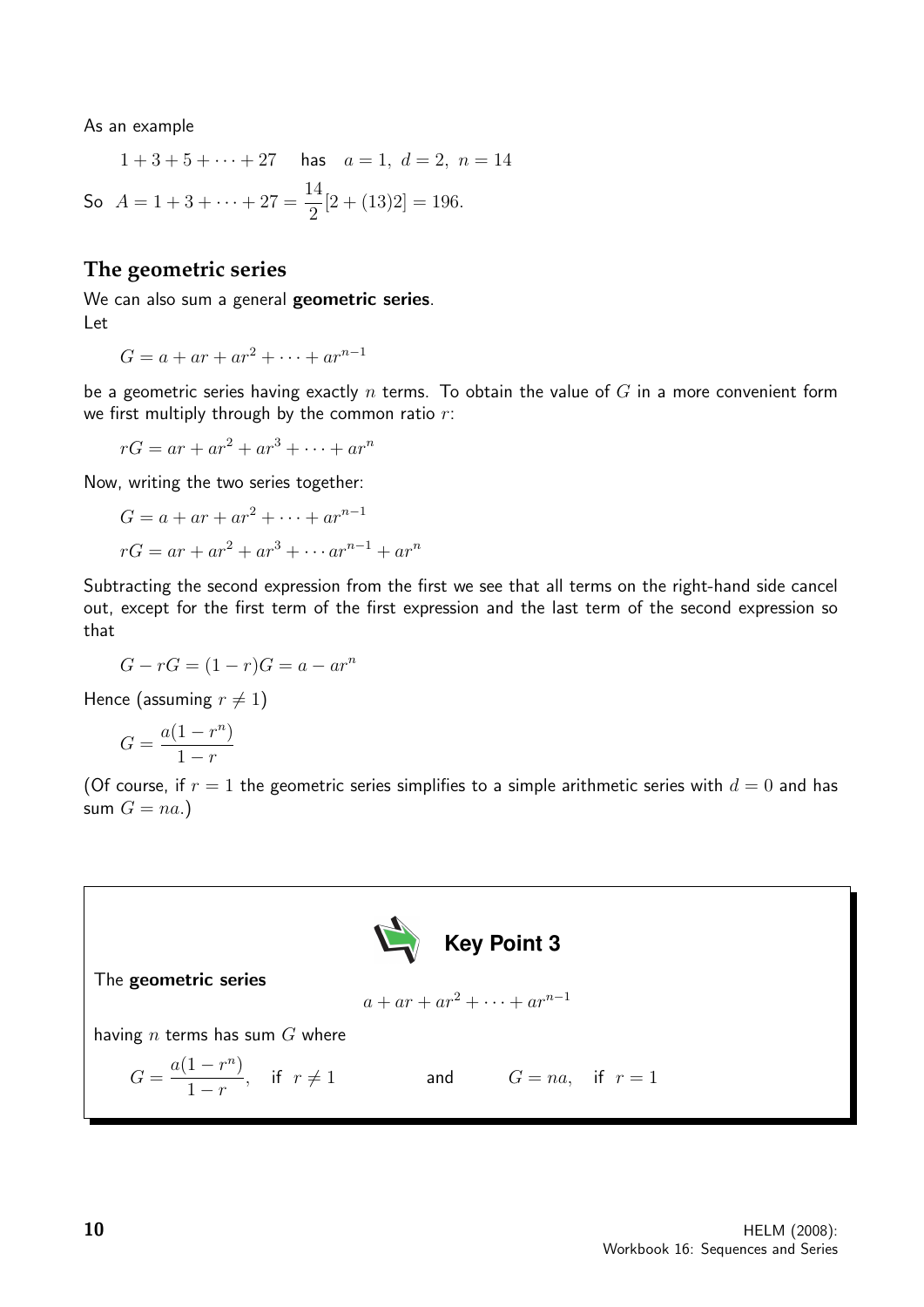As an example

$$1 + 3 + 5 + \cdots + 27 \quad \text{has} \quad a = 1,\ d = 2,\ n = 14$$

So $A = 1 + 3 + \cdots + 27 = \dfrac{14}{2}[2 + (13)2] = 196.$

## The geometric series

We can also sum a general **geometric series**.

Let

$$G = a + ar + ar^2 + \cdots + ar^{n-1}$$

be a geometric series having exactly $n$ terms. To obtain the value of $G$ in a more convenient form we first multiply through by the common ratio $r$:

$$rG = ar + ar^2 + ar^3 + \cdots + ar^n$$

Now, writing the two series together:

$$G = a + ar + ar^2 + \cdots + ar^{n-1}$$

$$rG = ar + ar^2 + ar^3 + \cdots ar^{n-1} + ar^n$$

Subtracting the second expression from the first we see that all terms on the right-hand side cancel out, except for the first term of the first expression and the last term of the second expression so that

$$G - rG = (1 - r)G = a - ar^n$$

Hence (assuming $r \neq 1$)

$$G = \frac{a(1 - r^n)}{1 - r}$$

(Of course, if $r = 1$ the geometric series simplifies to a simple arithmetic series with $d = 0$ and has sum $G = na$.)

### Key Point 3

The **geometric series**

$$a + ar + ar^2 + \cdots + ar^{n-1}$$

having $n$ terms has sum $G$ where

$$G = \frac{a(1 - r^n)}{1 - r}, \quad \text{if } r \neq 1 \qquad \text{and} \qquad G = na, \quad \text{if } r = 1$$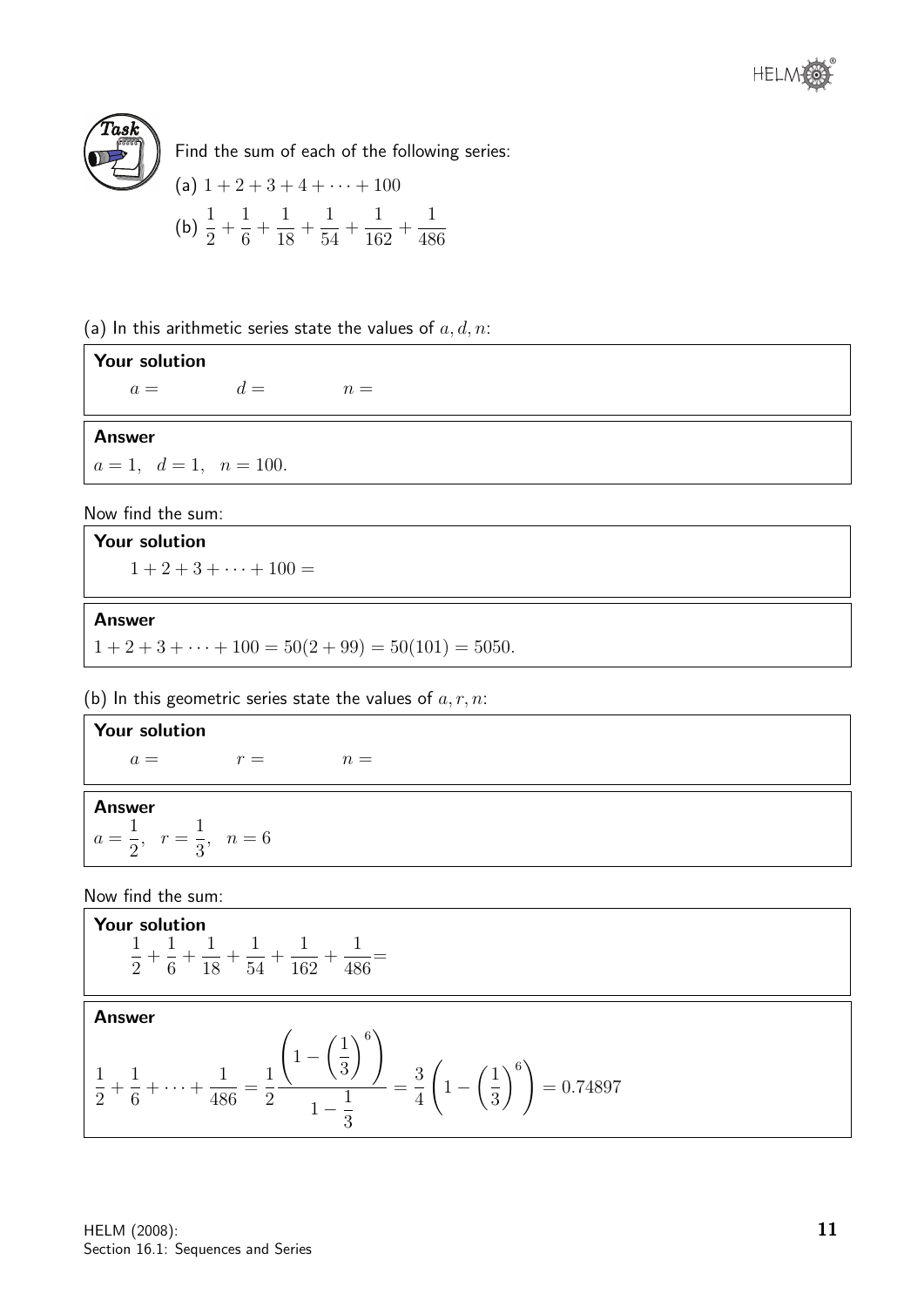**Task**

Find the sum of each of the following series:

(a) $1 + 2 + 3 + 4 + \cdots + 100$

(b) $\dfrac{1}{2} + \dfrac{1}{6} + \dfrac{1}{18} + \dfrac{1}{54} + \dfrac{1}{162} + \dfrac{1}{486}$

(a) In this arithmetic series state the values of $a, d, n$:

**Your solution**

$a = \qquad d = \qquad n =$

**Answer**

$a = 1, \quad d = 1, \quad n = 100.$

Now find the sum:

**Your solution**

$1 + 2 + 3 + \cdots + 100 =$

**Answer**

$1 + 2 + 3 + \cdots + 100 = 50(2 + 99) = 50(101) = 5050.$

(b) In this geometric series state the values of $a, r, n$:

**Your solution**

$a = \qquad r = \qquad n =$

**Answer**

$a = \dfrac{1}{2}, \quad r = \dfrac{1}{3}, \quad n = 6$

Now find the sum:

**Your solution**

$\dfrac{1}{2} + \dfrac{1}{6} + \dfrac{1}{18} + \dfrac{1}{54} + \dfrac{1}{162} + \dfrac{1}{486} =$

**Answer**

$$\frac{1}{2} + \frac{1}{6} + \cdots + \frac{1}{486} = \frac{1}{2}\frac{\left(1 - \left(\frac{1}{3}\right)^6\right)}{1 - \frac{1}{3}} = \frac{3}{4}\left(1 - \left(\frac{1}{3}\right)^6\right) = 0.74897$$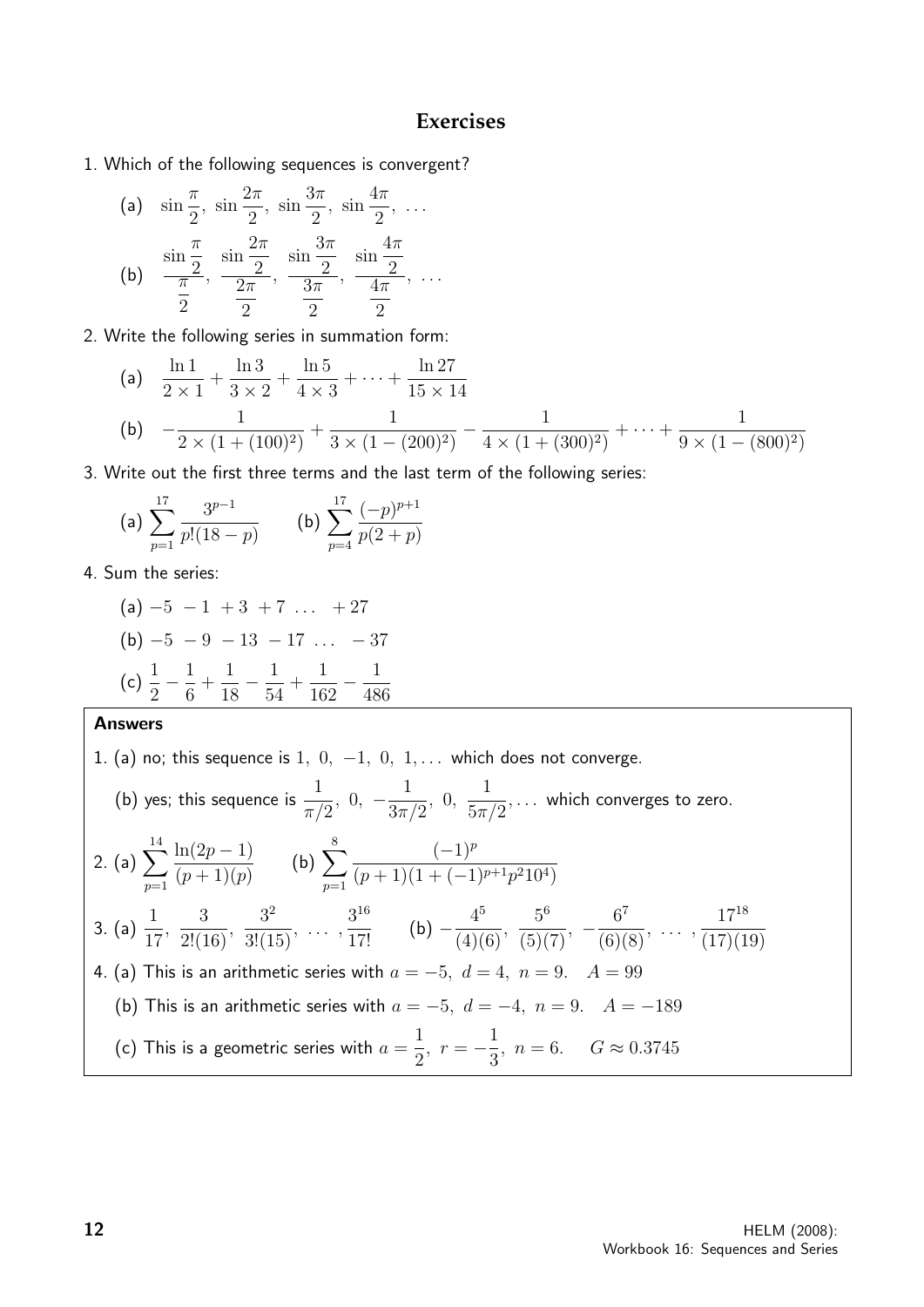# Exercises

1. Which of the following sequences is convergent?

(a) $\sin\dfrac{\pi}{2},\ \sin\dfrac{2\pi}{2},\ \sin\dfrac{3\pi}{2},\ \sin\dfrac{4\pi}{2},\ \ldots$

(b) $\dfrac{\sin\frac{\pi}{2}}{\frac{\pi}{2}},\ \dfrac{\sin\frac{2\pi}{2}}{\frac{2\pi}{2}},\ \dfrac{\sin\frac{3\pi}{2}}{\frac{3\pi}{2}},\ \dfrac{\sin\frac{4\pi}{2}}{\frac{4\pi}{2}},\ \ldots$

2. Write the following series in summation form:

(a) $\dfrac{\ln 1}{2\times 1} + \dfrac{\ln 3}{3\times 2} + \dfrac{\ln 5}{4\times 3} + \cdots + \dfrac{\ln 27}{15\times 14}$

(b) $-\dfrac{1}{2\times(1+(100)^2)} + \dfrac{1}{3\times(1-(200)^2)} - \dfrac{1}{4\times(1+(300)^2)} + \cdots + \dfrac{1}{9\times(1-(800)^2)}$

3. Write out the first three terms and the last term of the following series:

(a) $\displaystyle\sum_{p=1}^{17}\frac{3^{p-1}}{p!(18-p)}$ (b) $\displaystyle\sum_{p=4}^{17}\frac{(-p)^{p+1}}{p(2+p)}$

4. Sum the series:

(a) $-5\ -1\ +3\ +7\ \ldots\ +27$

(b) $-5\ -9\ -13\ -17\ \ldots\ -37$

(c) $\dfrac{1}{2} - \dfrac{1}{6} + \dfrac{1}{18} - \dfrac{1}{54} + \dfrac{1}{162} - \dfrac{1}{486}$

**Answers**

1. (a) no; this sequence is $1,\ 0,\ -1,\ 0,\ 1,\ldots$ which does not converge.

(b) yes; this sequence is $\dfrac{1}{\pi/2},\ 0,\ -\dfrac{1}{3\pi/2},\ 0,\ \dfrac{1}{5\pi/2},\ldots$ which converges to zero.

2. (a) $\displaystyle\sum_{p=1}^{14}\frac{\ln(2p-1)}{(p+1)(p)}$ (b) $\displaystyle\sum_{p=1}^{8}\frac{(-1)^p}{(p+1)(1+(-1)^{p+1}p^2 10^4)}$

3. (a) $\dfrac{1}{17},\ \dfrac{3}{2!(16)},\ \dfrac{3^2}{3!(15)},\ \ldots,\dfrac{3^{16}}{17!}$ (b) $-\dfrac{4^5}{(4)(6)},\ \dfrac{5^6}{(5)(7)},\ -\dfrac{6^7}{(6)(8)},\ \ldots,\dfrac{17^{18}}{(17)(19)}$

4. (a) This is an arithmetic series with $a=-5,\ d=4,\ n=9.\quad A=99$

(b) This is an arithmetic series with $a=-5,\ d=-4,\ n=9.\quad A=-189$

(c) This is a geometric series with $a=\dfrac{1}{2},\ r=-\dfrac{1}{3},\ n=6.\quad G\approx 0.3745$